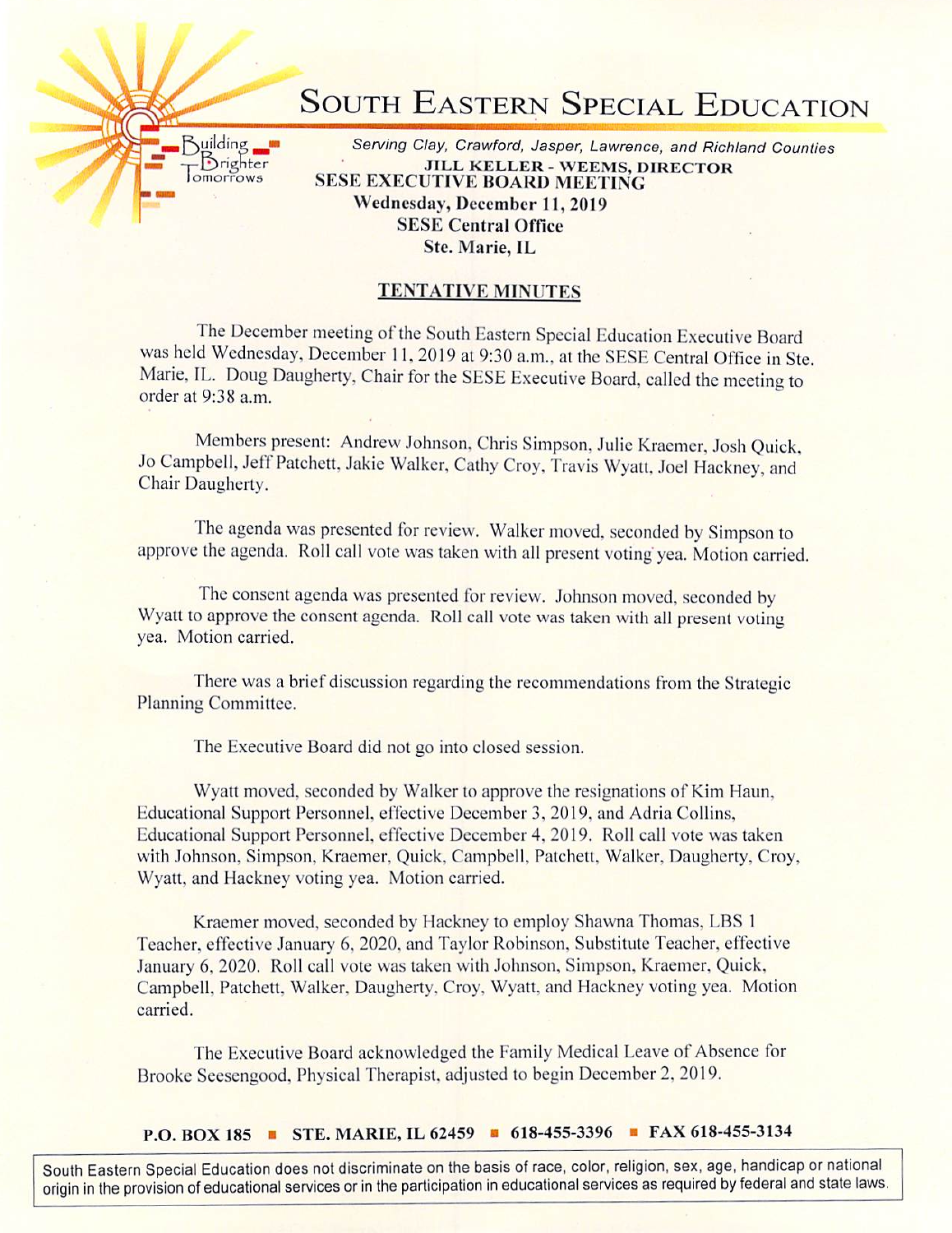# SOUTH EASTERN SPECIAL EDUCATION

Building Brighter Tomorrows

*Serving Clay, Crawford, Jasper, Lawrence, and Richland Counties*

**JILL KELLER - WEEMS, DIRECTOR**

**SESE EXECUTIVE BOARD MEETING**
**Wednesday, December 11, 2019**
**SESE Central Office**
**Ste. Marie, IL**

## TENTATIVE MINUTES

The December meeting of the South Eastern Special Education Executive Board was held Wednesday, December 11, 2019 at 9:30 a.m., at the SESE Central Office in Ste. Marie, IL. Doug Daugherty, Chair for the SESE Executive Board, called the meeting to order at 9:38 a.m.

Members present: Andrew Johnson, Chris Simpson, Julie Kraemer, Josh Quick, Jo Campbell, Jeff Patchett, Jakie Walker, Cathy Croy, Travis Wyatt, Joel Hackney, and Chair Daugherty.

The agenda was presented for review. Walker moved, seconded by Simpson to approve the agenda. Roll call vote was taken with all present voting yea. Motion carried.

The consent agenda was presented for review. Johnson moved, seconded by Wyatt to approve the consent agenda. Roll call vote was taken with all present voting yea. Motion carried.

There was a brief discussion regarding the recommendations from the Strategic Planning Committee.

The Executive Board did not go into closed session.

Wyatt moved, seconded by Walker to approve the resignations of Kim Haun, Educational Support Personnel, effective December 3, 2019, and Adria Collins, Educational Support Personnel, effective December 4, 2019. Roll call vote was taken with Johnson, Simpson, Kraemer, Quick, Campbell, Patchett, Walker, Daugherty, Croy, Wyatt, and Hackney voting yea. Motion carried.

Kraemer moved, seconded by Hackney to employ Shawna Thomas, LBS 1 Teacher, effective January 6, 2020, and Taylor Robinson, Substitute Teacher, effective January 6, 2020. Roll call vote was taken with Johnson, Simpson, Kraemer, Quick, Campbell, Patchett, Walker, Daugherty, Croy, Wyatt, and Hackney voting yea. Motion carried.

The Executive Board acknowledged the Family Medical Leave of Absence for Brooke Seesengood, Physical Therapist, adjusted to begin December 2, 2019.

**P.O. BOX 185 ▪ STE. MARIE, IL 62459 ▪ 618-455-3396 ▪ FAX 618-455-3134**

South Eastern Special Education does not discriminate on the basis of race, color, religion, sex, age, handicap or national origin in the provision of educational services or in the participation in educational services as required by federal and state laws.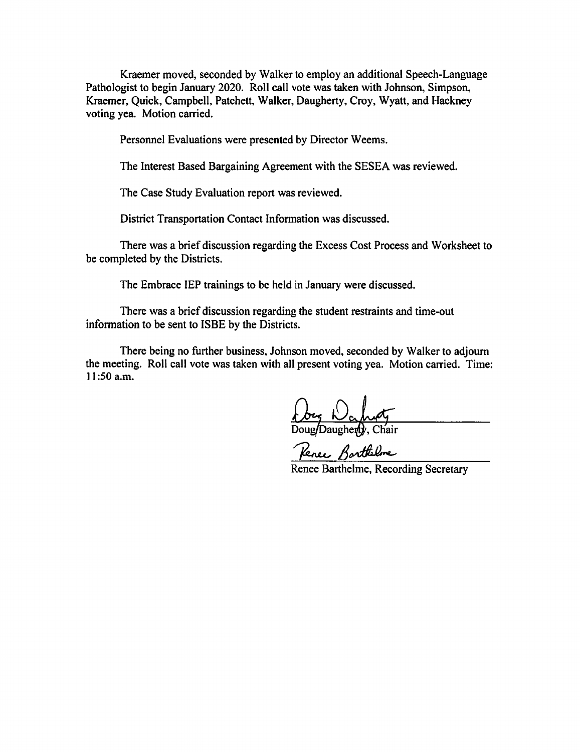Kraemer moved, seconded by Walker to employ an additional Speech-Language Pathologist to begin January 2020. Roll call vote was taken with Johnson, Simpson, Kraemer, Quick, Campbell, Patchett, Walker, Daugherty, Croy, Wyatt, and Hackney voting yea. Motion carried.

Personnel Evaluations were presented by Director Weems.

The Interest Based Bargaining Agreement with the SESEA was reviewed.

The Case Study Evaluation report was reviewed.

District Transportation Contact Information was discussed.

There was a brief discussion regarding the Excess Cost Process and Worksheet to be completed by the Districts.

The Embrace IEP trainings to be held in January were discussed.

There was a brief discussion regarding the student restraints and time-out information to be sent to ISBE by the Districts.

There being no further business, Johnson moved, seconded by Walker to adjourn the meeting. Roll call vote was taken with all present voting yea. Motion carried. Time: 11:50 a.m.

Doug Daugherty, Chair

Renee Barthelme, Recording Secretary